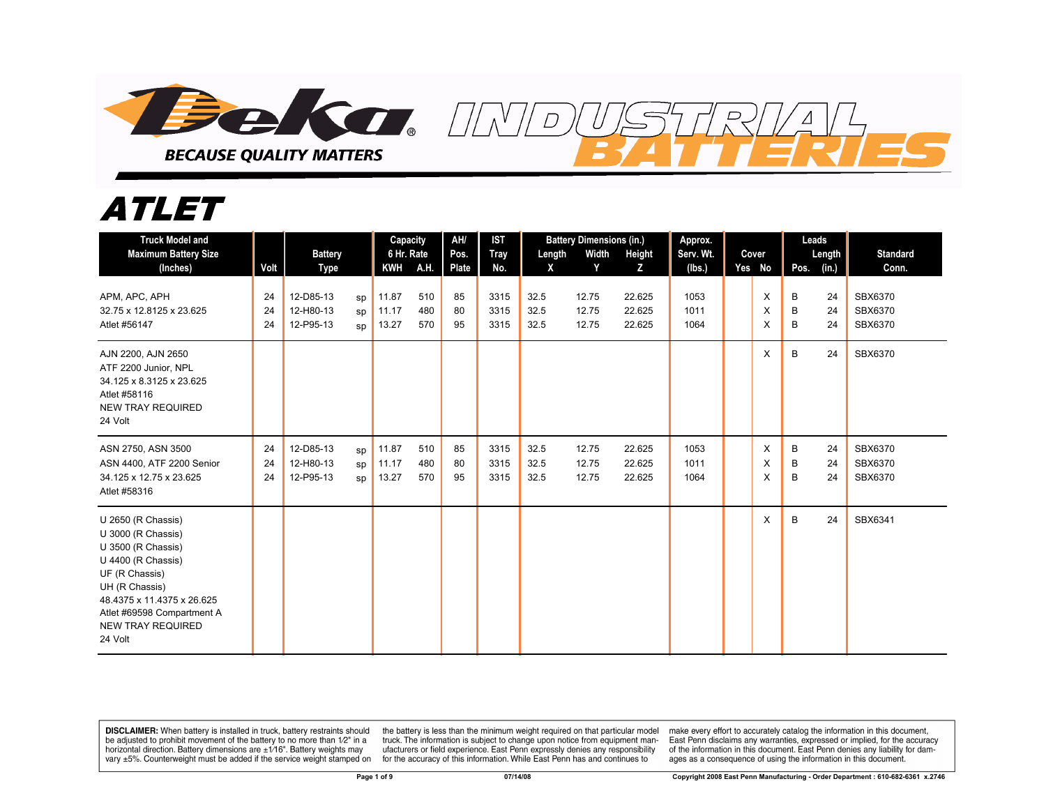# Deka

**BECAUSE QUALITY MATTERS**

# INDUSTRIAL BATTERIES

# ATLET

| Truck Model and Maximum Battery Size (Inches) | Volt | Battery Type | | Capacity 6 Hr. Rate KWH | A.H. | AH/ Pos. Plate | IST Tray No. | Battery Dimensions (in.) Length X | Width Y | Height Z | Approx. Serv. Wt. (lbs.) | Cover Yes | No | Leads Pos. | Length (in.) | Standard Conn. |
|---|---|---|---|---|---|---|---|---|---|---|---|---|---|---|---|---|
| APM, APC, APH<br>32.75 x 12.8125 x 23.625<br>Atlet #56147 | 24<br>24<br>24 | 12-D85-13<br>12-H80-13<br>12-P95-13 | sp<br>sp<br>sp | 11.87<br>11.17<br>13.27 | 510<br>480<br>570 | 85<br>80<br>95 | 3315<br>3315<br>3315 | 32.5<br>32.5<br>32.5 | 12.75<br>12.75<br>12.75 | 22.625<br>22.625<br>22.625 | 1053<br>1011<br>1064 | | X<br>X<br>X | B<br>B<br>B | 24<br>24<br>24 | SBX6370<br>SBX6370<br>SBX6370 |
| AJN 2200, AJN 2650<br>ATF 2200 Junior, NPL<br>34.125 x 8.3125 x 23.625<br>Atlet #58116<br>NEW TRAY REQUIRED<br>24 Volt | | | | | | | | | | | | | X | B | 24 | SBX6370 |
| ASN 2750, ASN 3500<br>ASN 4400, ATF 2200 Senior<br>34.125 x 12.75 x 23.625<br>Atlet #58316 | 24<br>24<br>24 | 12-D85-13<br>12-H80-13<br>12-P95-13 | sp<br>sp<br>sp | 11.87<br>11.17<br>13.27 | 510<br>480<br>570 | 85<br>80<br>95 | 3315<br>3315<br>3315 | 32.5<br>32.5<br>32.5 | 12.75<br>12.75<br>12.75 | 22.625<br>22.625<br>22.625 | 1053<br>1011<br>1064 | | X<br>X<br>X | B<br>B<br>B | 24<br>24<br>24 | SBX6370<br>SBX6370<br>SBX6370 |
| U 2650 (R Chassis)<br>U 3000 (R Chassis)<br>U 3500 (R Chassis)<br>U 4400 (R Chassis)<br>UF (R Chassis)<br>UH (R Chassis)<br>48.4375 x 11.4375 x 26.625<br>Atlet #69598 Compartment A<br>NEW TRAY REQUIRED<br>24 Volt | | | | | | | | | | | | | X | B | 24 | SBX6341 |

**DISCLAIMER:** When battery is installed in truck, battery restraints should be adjusted to prohibit movement of the battery to no more than 1⁄2" in a horizontal direction. Battery dimensions are ±1⁄16". Battery weights may vary ±5%. Counterweight must be added if the service weight stamped on the battery is less than the minimum weight required on that particular model truck. The information is subject to change upon notice from equipment manufacturers or field experience. East Penn expressly denies any responsibility for the accuracy of this information. While East Penn has and continues to make every effort to accurately catalog the information in this document, East Penn disclaims any warranties, expressed or implied, for the accuracy of the information in this document. East Penn denies any liability for damages as a consequence of using the information in this document.

07/14/08

Copyright 2008 East Penn Manufacturing - Order Department : 610-682-6361 x.2746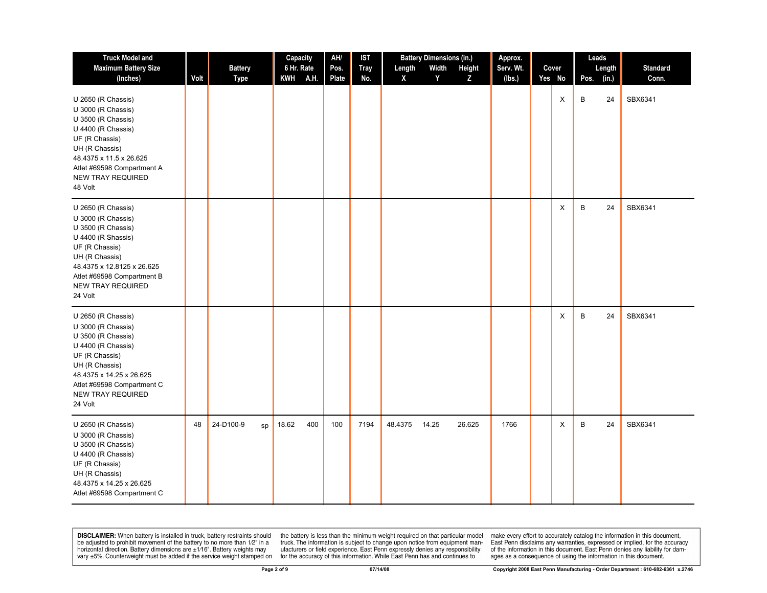| Truck Model and Maximum Battery Size (Inches) | Volt | Battery Type | Capacity 6 Hr. Rate KWH | A.H. | AH/ Pos. Plate | IST Tray No. | Battery Dimensions (in.) Length X | Width Y | Height Z | Approx. Serv. Wt. (lbs.) | Cover Yes | No | Leads Pos. | Length (in.) | Standard Conn. |
|---|---|---|---|---|---|---|---|---|---|---|---|---|---|---|---|
| U 2650 (R Chassis)<br>U 3000 (R Chassis)<br>U 3500 (R Chassis)<br>U 4400 (R Chassis)<br>UF (R Chassis)<br>UH (R Chassis)<br>48.4375 x 11.5 x 26.625<br>Atlet #69598 Compartment A<br>NEW TRAY REQUIRED<br>48 Volt | | | | | | | | | | | | X | B | 24 | SBX6341 |
| U 2650 (R Chassis)<br>U 3000 (R Chassis)<br>U 3500 (R Chassis)<br>U 4400 (R Shassis)<br>UF (R Chassis)<br>UH (R Chassis)<br>48.4375 x 12.8125 x 26.625<br>Atlet #69598 Compartment B<br>NEW TRAY REQUIRED<br>24 Volt | | | | | | | | | | | | X | B | 24 | SBX6341 |
| U 2650 (R Chassis)<br>U 3000 (R Chassis)<br>U 3500 (R Chassis)<br>U 4400 (R Chassis)<br>UF (R Chassis)<br>UH (R Chassis)<br>48.4375 x 14.25 x 26.625<br>Atlet #69598 Compartment C<br>NEW TRAY REQUIRED<br>24 Volt | | | | | | | | | | | | X | B | 24 | SBX6341 |
| U 2650 (R Chassis)<br>U 3000 (R Chassis)<br>U 3500 (R Chassis)<br>U 4400 (R Chassis)<br>UF (R Chassis)<br>UH (R Chassis)<br>48.4375 x 14.25 x 26.625<br>Atlet #69598 Compartment C | 48 | 24-D100-9 sp | 18.62 | 400 | 100 | 7194 | 48.4375 | 14.25 | 26.625 | 1766 | | X | B | 24 | SBX6341 |

**DISCLAIMER:** When battery is installed in truck, battery restraints should be adjusted to prohibit movement of the battery to no more than 1⁄2" in a horizontal direction. Battery dimensions are ±1⁄16". Battery weights may vary ±5%. Counterweight must be added if the service weight stamped on the battery is less than the minimum weight required on that particular model truck. The information is subject to change upon notice from equipment manufacturers or field experience. East Penn expressly denies any responsibility for the accuracy of this information. While East Penn has and continues to make every effort to accurately catalog the information in this document, East Penn disclaims any warranties, expressed or implied, for the accuracy of the information in this document. East Penn denies any liability for damages as a consequence of using the information in this document.

07/14/08

Copyright 2008 East Penn Manufacturing - Order Department : 610-682-6361 x.2746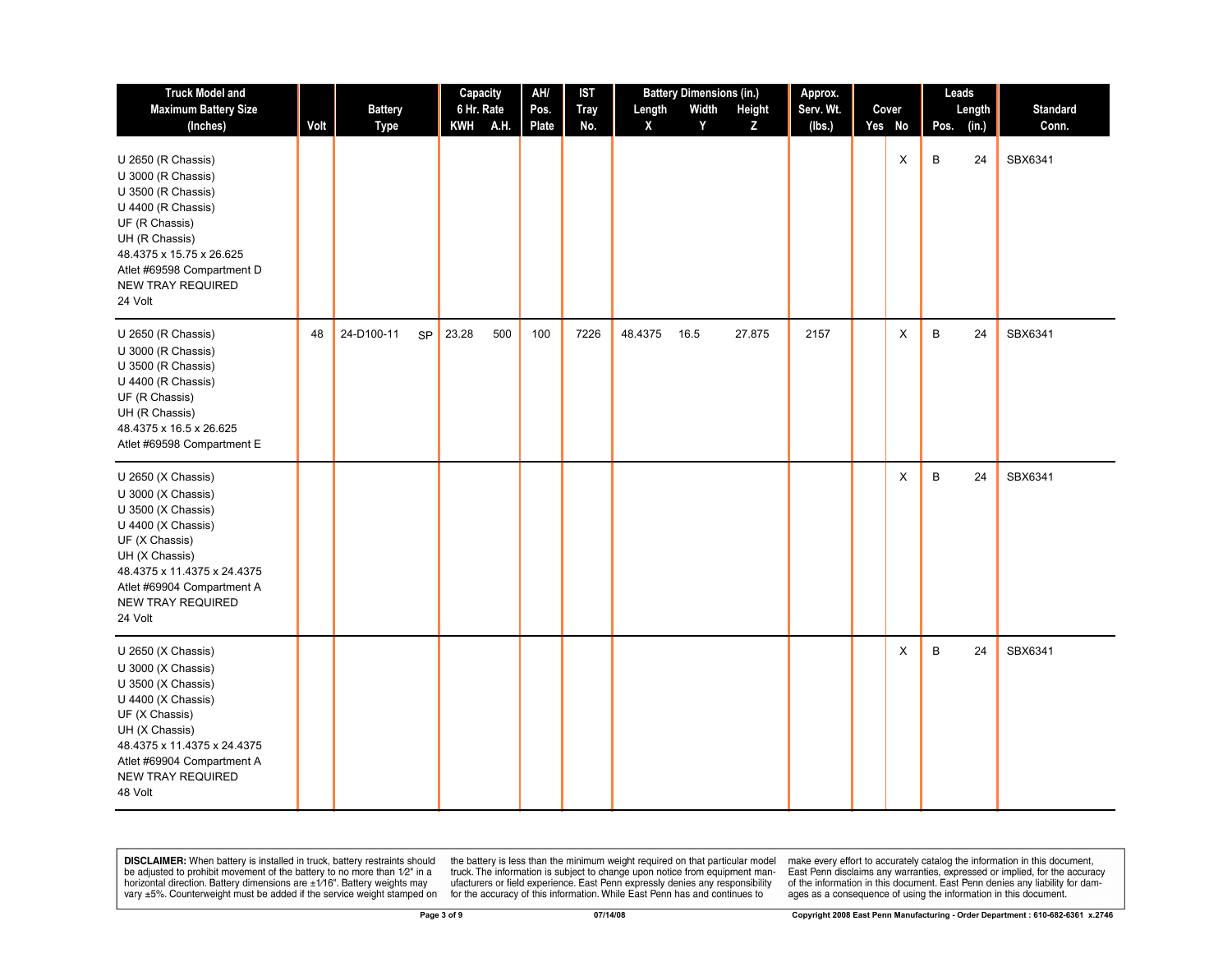| Truck Model and Maximum Battery Size (Inches) | Volt | Battery Type | | Capacity 6 Hr. Rate KWH | A.H. | AH/ Pos. Plate | IST Tray No. | Battery Dimensions (in.) Length X | Width Y | Height Z | Approx. Serv. Wt. (lbs.) | Cover Yes | No | Leads Pos. | Length (in.) | Standard Conn. |
|---|---|---|---|---|---|---|---|---|---|---|---|---|---|---|---|---|
| U 2650 (R Chassis)<br>U 3000 (R Chassis)<br>U 3500 (R Chassis)<br>U 4400 (R Chassis)<br>UF (R Chassis)<br>UH (R Chassis)<br>48.4375 x 15.75 x 26.625<br>Atlet #69598 Compartment D<br>NEW TRAY REQUIRED<br>24 Volt | | | | | | | | | | | | | X | B | 24 | SBX6341 |
| U 2650 (R Chassis)<br>U 3000 (R Chassis)<br>U 3500 (R Chassis)<br>U 4400 (R Chassis)<br>UF (R Chassis)<br>UH (R Chassis)<br>48.4375 x 16.5 x 26.625<br>Atlet #69598 Compartment E | 48 | 24-D100-11 | SP | 23.28 | 500 | 100 | 7226 | 48.4375 | 16.5 | 27.875 | 2157 | | X | B | 24 | SBX6341 |
| U 2650 (X Chassis)<br>U 3000 (X Chassis)<br>U 3500 (X Chassis)<br>U 4400 (X Chassis)<br>UF (X Chassis)<br>UH (X Chassis)<br>48.4375 x 11.4375 x 24.4375<br>Atlet #69904 Compartment A<br>NEW TRAY REQUIRED<br>24 Volt | | | | | | | | | | | | | X | B | 24 | SBX6341 |
| U 2650 (X Chassis)<br>U 3000 (X Chassis)<br>U 3500 (X Chassis)<br>U 4400 (X Chassis)<br>UF (X Chassis)<br>UH (X Chassis)<br>48.4375 x 11.4375 x 24.4375<br>Atlet #69904 Compartment A<br>NEW TRAY REQUIRED<br>48 Volt | | | | | | | | | | | | | X | B | 24 | SBX6341 |

**DISCLAIMER:** When battery is installed in truck, battery restraints should be adjusted to prohibit movement of the battery to no more than 1⁄2" in a horizontal direction. Battery dimensions are ±1⁄16". Battery weights may vary ±5%. Counterweight must be added if the service weight stamped on the battery is less than the minimum weight required on that particular model truck. The information is subject to change upon notice from equipment manufacturers or field experience. East Penn expressly denies any responsibility for the accuracy of this information. While East Penn has and continues to make every effort to accurately catalog the information in this document, East Penn disclaims any warranties, expressed or implied, for the accuracy of the information in this document. East Penn denies any liability for damages as a consequence of using the information in this document.

07/14/08

Copyright 2008 East Penn Manufacturing - Order Department : 610-682-6361 x.2746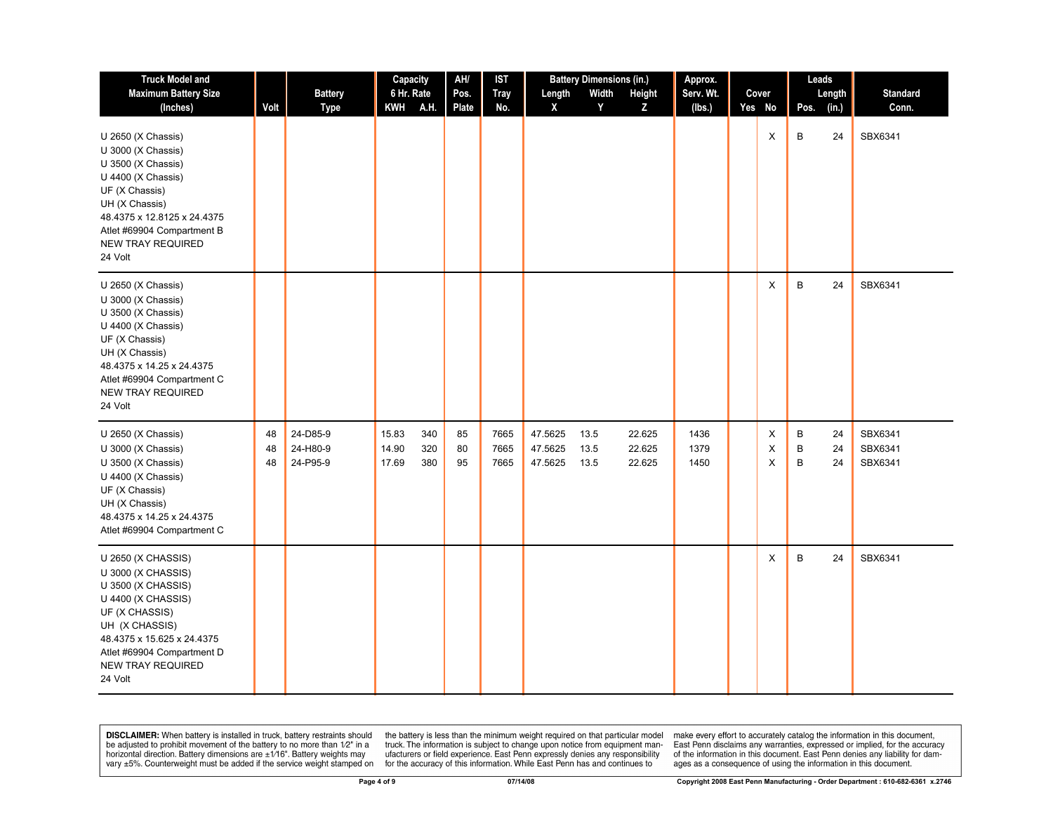| Truck Model and Maximum Battery Size (Inches) | Volt | Battery Type | Capacity 6 Hr. Rate | | AH/ Pos. Plate | IST Tray No. | Battery Dimensions (in.) | | | Approx. Serv. Wt. (lbs.) | Cover | | Leads | | Standard Conn. |
|---|---|---|---|---|---|---|---|---|---|---|---|---|---|---|---|
| | | | KWH | A.H. | | | Length X | Width Y | Height Z | | Yes | No | Pos. | Length (in.) | |
| U 2650 (X Chassis)<br>U 3000 (X Chassis)<br>U 3500 (X Chassis)<br>U 4400 (X Chassis)<br>UF (X Chassis)<br>UH (X Chassis)<br>48.4375 x 12.8125 x 24.4375<br>Atlet #69904 Compartment B<br>NEW TRAY REQUIRED<br>24 Volt | | | | | | | | | | | | X | B | 24 | SBX6341 |
| U 2650 (X Chassis)<br>U 3000 (X Chassis)<br>U 3500 (X Chassis)<br>U 4400 (X Chassis)<br>UF (X Chassis)<br>UH (X Chassis)<br>48.4375 x 14.25 x 24.4375<br>Atlet #69904 Compartment C<br>NEW TRAY REQUIRED<br>24 Volt | | | | | | | | | | | | X | B | 24 | SBX6341 |
| U 2650 (X Chassis)<br>U 3000 (X Chassis)<br>U 3500 (X Chassis)<br>U 4400 (X Chassis)<br>UF (X Chassis)<br>UH (X Chassis)<br>48.4375 x 14.25 x 24.4375<br>Atlet #69904 Compartment C | 48<br>48<br>48 | 24-D85-9<br>24-H80-9<br>24-P95-9 | 15.83<br>14.90<br>17.69 | 340<br>320<br>380 | 85<br>80<br>95 | 7665<br>7665<br>7665 | 47.5625<br>47.5625<br>47.5625 | 13.5<br>13.5<br>13.5 | 22.625<br>22.625<br>22.625 | 1436<br>1379<br>1450 | | X<br>X<br>X | B<br>B<br>B | 24<br>24<br>24 | SBX6341<br>SBX6341<br>SBX6341 |
| U 2650 (X CHASSIS)<br>U 3000 (X CHASSIS)<br>U 3500 (X CHASSIS)<br>U 4400 (X CHASSIS)<br>UF (X CHASSIS)<br>UH (X CHASSIS)<br>48.4375 x 15.625 x 24.4375<br>Atlet #69904 Compartment D<br>NEW TRAY REQUIRED<br>24 Volt | | | | | | | | | | | | X | B | 24 | SBX6341 |

**DISCLAIMER:** When battery is installed in truck, battery restraints should be adjusted to prohibit movement of the battery to no more than 1⁄2" in a horizontal direction. Battery dimensions are ±1⁄16". Battery weights may vary ±5%. Counterweight must be added if the service weight stamped on the battery is less than the minimum weight required on that particular model truck. The information is subject to change upon notice from equipment manufacturers or field experience. East Penn expressly denies any responsibility for the accuracy of this information. While East Penn has and continues to make every effort to accurately catalog the information in this document, East Penn disclaims any warranties, expressed or implied, for the accuracy of the information in this document. East Penn denies any liability for damages as a consequence of using the information in this document.

07/14/08

Copyright 2008 East Penn Manufacturing - Order Department : 610-682-6361 x.2746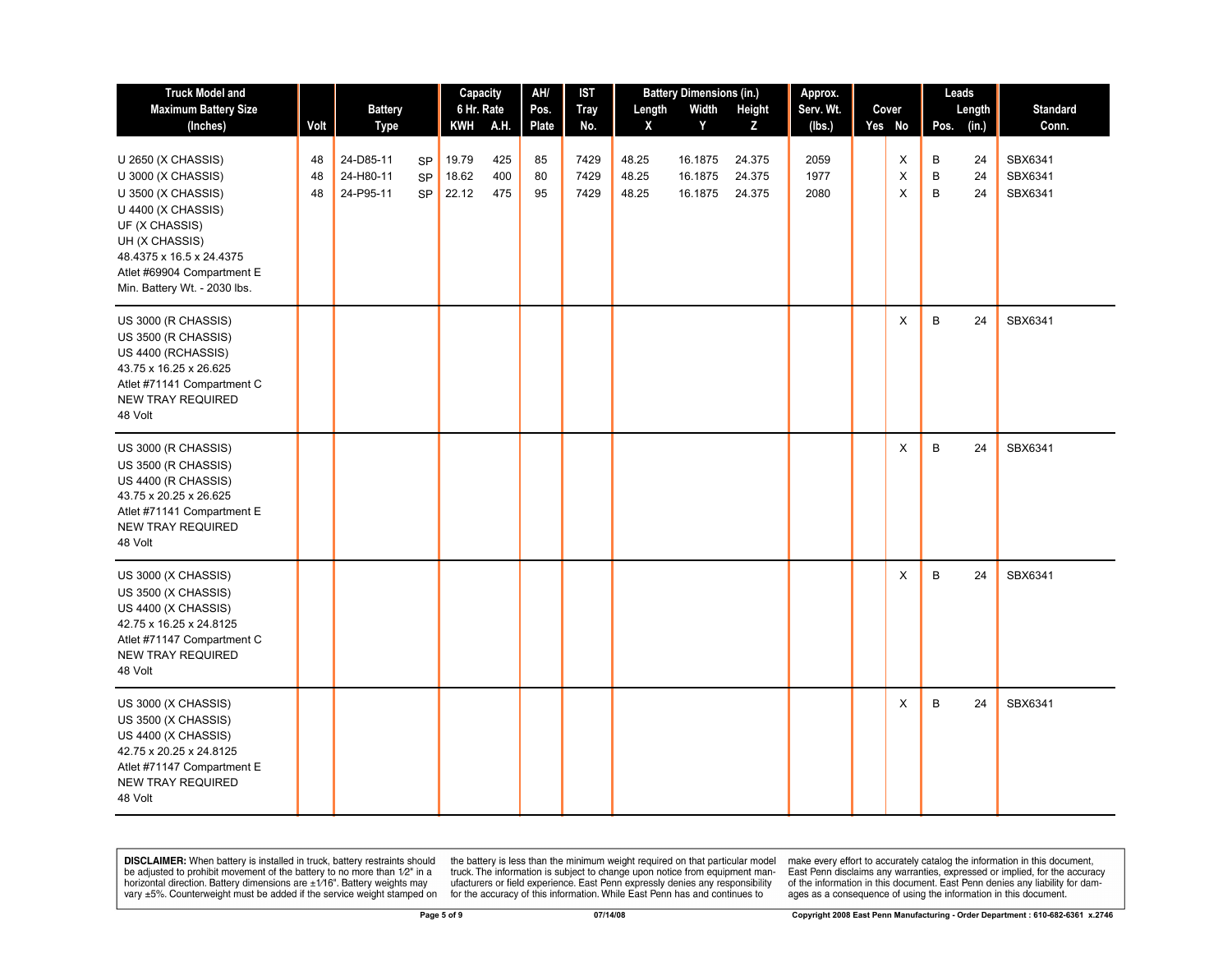| Truck Model and Maximum Battery Size (Inches) | Volt | Battery Type | | Capacity 6 Hr. Rate | | AH/ Pos. Plate | IST Tray No. | Battery Dimensions (in.) | | | Approx. Serv. Wt. (lbs.) | Cover | | Leads | | Standard Conn. |
|---|---|---|---|---|---|---|---|---|---|---|---|---|---|---|---|---|
| | | | | KWH | A.H. | | | Length X | Width Y | Height Z | | Yes | No | Pos. | Length (in.) | |
| U 2650 (X CHASSIS) | 48 | 24-D85-11 | SP | 19.79 | 425 | 85 | 7429 | 48.25 | 16.1875 | 24.375 | 2059 | | X | B | 24 | SBX6341 |
| U 3000 (X CHASSIS) | 48 | 24-H80-11 | SP | 18.62 | 400 | 80 | 7429 | 48.25 | 16.1875 | 24.375 | 1977 | | X | B | 24 | SBX6341 |
| U 3500 (X CHASSIS) | 48 | 24-P95-11 | SP | 22.12 | 475 | 95 | 7429 | 48.25 | 16.1875 | 24.375 | 2080 | | X | B | 24 | SBX6341 |
| U 4400 (X CHASSIS) | | | | | | | | | | | | | | | | |
| UF (X CHASSIS) | | | | | | | | | | | | | | | | |
| UH (X CHASSIS) | | | | | | | | | | | | | | | | |
| 48.4375 x 16.5 x 24.4375 | | | | | | | | | | | | | | | | |
| Atlet #69904 Compartment E | | | | | | | | | | | | | | | | |
| Min. Battery Wt. - 2030 lbs. | | | | | | | | | | | | | | | | |
| US 3000 (R CHASSIS)<br>US 3500 (R CHASSIS)<br>US 4400 (RCHASSIS)<br>43.75 x 16.25 x 26.625<br>Atlet #71141 Compartment C<br>NEW TRAY REQUIRED<br>48 Volt | | | | | | | | | | | | | X | B | 24 | SBX6341 |
| US 3000 (R CHASSIS)<br>US 3500 (R CHASSIS)<br>US 4400 (R CHASSIS)<br>43.75 x 20.25 x 26.625<br>Atlet #71141 Compartment E<br>NEW TRAY REQUIRED<br>48 Volt | | | | | | | | | | | | | X | B | 24 | SBX6341 |
| US 3000 (X CHASSIS)<br>US 3500 (X CHASSIS)<br>US 4400 (X CHASSIS)<br>42.75 x 16.25 x 24.8125<br>Atlet #71147 Compartment C<br>NEW TRAY REQUIRED<br>48 Volt | | | | | | | | | | | | | X | B | 24 | SBX6341 |
| US 3000 (X CHASSIS)<br>US 3500 (X CHASSIS)<br>US 4400 (X CHASSIS)<br>42.75 x 20.25 x 24.8125<br>Atlet #71147 Compartment E<br>NEW TRAY REQUIRED<br>48 Volt | | | | | | | | | | | | | X | B | 24 | SBX6341 |

**DISCLAIMER:** When battery is installed in truck, battery restraints should be adjusted to prohibit movement of the battery to no more than 1⁄2" in a horizontal direction. Battery dimensions are ±1⁄16". Battery weights may vary ±5%. Counterweight must be added if the service weight stamped on the battery is less than the minimum weight required on that particular model truck. The information is subject to change upon notice from equipment manufacturers or field experience. East Penn expressly denies any responsibility for the accuracy of this information. While East Penn has and continues to make every effort to accurately catalog the information in this document, East Penn disclaims any warranties, expressed or implied, for the accuracy of the information in this document. East Penn denies any liability for damages as a consequence of using the information in this document.

07/14/08

Copyright 2008 East Penn Manufacturing - Order Department : 610-682-6361 x.2746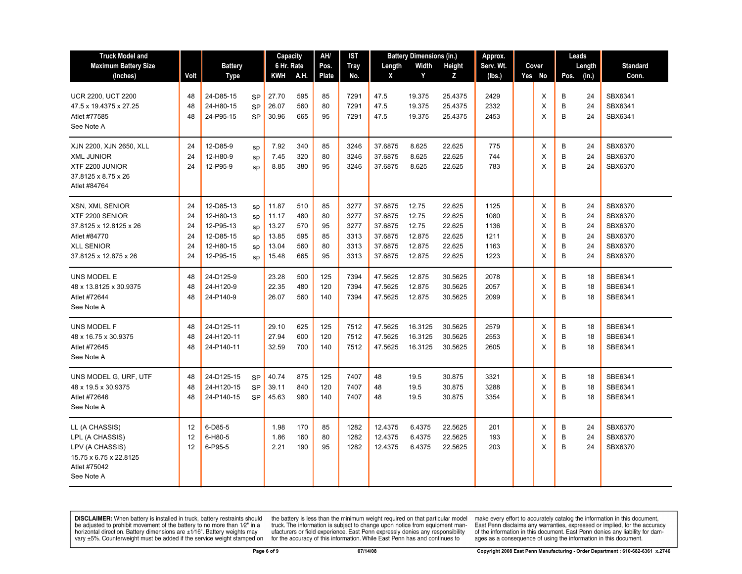| Truck Model and Maximum Battery Size (Inches) | Volt | Battery Type | | Capacity 6 Hr. Rate KWH | A.H. | AH/ Pos. Plate | IST Tray No. | Battery Dimensions (in.) Length X | Width Y | Height Z | Approx. Serv. Wt. (lbs.) | Cover Yes | No | Leads Pos. | Length (in.) | Standard Conn. |
|---|---|---|---|---|---|---|---|---|---|---|---|---|---|---|---|---|
| UCR 2200, UCT 2200 | 48 | 24-D85-15 | SP | 27.70 | 595 | 85 | 7291 | 47.5 | 19.375 | 25.4375 | 2429 | | X | B | 24 | SBX6341 |
| 47.5 x 19.4375 x 27.25 | 48 | 24-H80-15 | SP | 26.07 | 560 | 80 | 7291 | 47.5 | 19.375 | 25.4375 | 2332 | | X | B | 24 | SBX6341 |
| Atlet #77585 | 48 | 24-P95-15 | SP | 30.96 | 665 | 95 | 7291 | 47.5 | 19.375 | 25.4375 | 2453 | | X | B | 24 | SBX6341 |
| See Note A | | | | | | | | | | | | | | | | |
| XJN 2200, XJN 2650, XLL | 24 | 12-D85-9 | sp | 7.92 | 340 | 85 | 3246 | 37.6875 | 8.625 | 22.625 | 775 | | X | B | 24 | SBX6370 |
| XML JUNIOR | 24 | 12-H80-9 | sp | 7.45 | 320 | 80 | 3246 | 37.6875 | 8.625 | 22.625 | 744 | | X | B | 24 | SBX6370 |
| XTF 2200 JUNIOR | 24 | 12-P95-9 | sp | 8.85 | 380 | 95 | 3246 | 37.6875 | 8.625 | 22.625 | 783 | | X | B | 24 | SBX6370 |
| 37.8125 x 8.75 x 26 | | | | | | | | | | | | | | | | |
| Atlet #84764 | | | | | | | | | | | | | | | | |
| XSN, XML SENIOR | 24 | 12-D85-13 | sp | 11.87 | 510 | 85 | 3277 | 37.6875 | 12.75 | 22.625 | 1125 | | X | B | 24 | SBX6370 |
| XTF 2200 SENIOR | 24 | 12-H80-13 | sp | 11.17 | 480 | 80 | 3277 | 37.6875 | 12.75 | 22.625 | 1080 | | X | B | 24 | SBX6370 |
| 37.8125 x 12.8125 x 26 | 24 | 12-P95-13 | sp | 13.27 | 570 | 95 | 3277 | 37.6875 | 12.75 | 22.625 | 1136 | | X | B | 24 | SBX6370 |
| Atlet #84770 | 24 | 12-D85-15 | sp | 13.85 | 595 | 85 | 3313 | 37.6875 | 12.875 | 22.625 | 1211 | | X | B | 24 | SBX6370 |
| XLL SENIOR | 24 | 12-H80-15 | sp | 13.04 | 560 | 80 | 3313 | 37.6875 | 12.875 | 22.625 | 1163 | | X | B | 24 | SBX6370 |
| 37.8125 x 12.875 x 26 | 24 | 12-P95-15 | sp | 15.48 | 665 | 95 | 3313 | 37.6875 | 12.875 | 22.625 | 1223 | | X | B | 24 | SBX6370 |
| UNS MODEL E | 48 | 24-D125-9 | | 23.28 | 500 | 125 | 7394 | 47.5625 | 12.875 | 30.5625 | 2078 | | X | B | 18 | SBE6341 |
| 48 x 13.8125 x 30.9375 | 48 | 24-H120-9 | | 22.35 | 480 | 120 | 7394 | 47.5625 | 12.875 | 30.5625 | 2057 | | X | B | 18 | SBE6341 |
| Atlet #72644 | 48 | 24-P140-9 | | 26.07 | 560 | 140 | 7394 | 47.5625 | 12.875 | 30.5625 | 2099 | | X | B | 18 | SBE6341 |
| See Note A | | | | | | | | | | | | | | | | |
| UNS MODEL F | 48 | 24-D125-11 | | 29.10 | 625 | 125 | 7512 | 47.5625 | 16.3125 | 30.5625 | 2579 | | X | B | 18 | SBE6341 |
| 48 x 16.75 x 30.9375 | 48 | 24-H120-11 | | 27.94 | 600 | 120 | 7512 | 47.5625 | 16.3125 | 30.5625 | 2553 | | X | B | 18 | SBE6341 |
| Atlet #72645 | 48 | 24-P140-11 | | 32.59 | 700 | 140 | 7512 | 47.5625 | 16.3125 | 30.5625 | 2605 | | X | B | 18 | SBE6341 |
| See Note A | | | | | | | | | | | | | | | | |
| UNS MODEL G, URF, UTF | 48 | 24-D125-15 | SP | 40.74 | 875 | 125 | 7407 | 48 | 19.5 | 30.875 | 3321 | | X | B | 18 | SBE6341 |
| 48 x 19.5 x 30.9375 | 48 | 24-H120-15 | SP | 39.11 | 840 | 120 | 7407 | 48 | 19.5 | 30.875 | 3288 | | X | B | 18 | SBE6341 |
| Atlet #72646 | 48 | 24-P140-15 | SP | 45.63 | 980 | 140 | 7407 | 48 | 19.5 | 30.875 | 3354 | | X | B | 18 | SBE6341 |
| See Note A | | | | | | | | | | | | | | | | |
| LL (A CHASSIS) | 12 | 6-D85-5 | | 1.98 | 170 | 85 | 1282 | 12.4375 | 6.4375 | 22.5625 | 201 | | X | B | 24 | SBX6370 |
| LPL (A CHASSIS) | 12 | 6-H80-5 | | 1.86 | 160 | 80 | 1282 | 12.4375 | 6.4375 | 22.5625 | 193 | | X | B | 24 | SBX6370 |
| LPV (A CHASSIS) | 12 | 6-P95-5 | | 2.21 | 190 | 95 | 1282 | 12.4375 | 6.4375 | 22.5625 | 203 | | X | B | 24 | SBX6370 |
| 15.75 x 6.75 x 22.8125 | | | | | | | | | | | | | | | | |
| Atlet #75042 | | | | | | | | | | | | | | | | |
| See Note A | | | | | | | | | | | | | | | | |

**DISCLAIMER:** When battery is installed in truck, battery restraints should be adjusted to prohibit movement of the battery to no more than 1⁄2" in a horizontal direction. Battery dimensions are ±1⁄16". Battery weights may vary ±5%. Counterweight must be added if the service weight stamped on the battery is less than the minimum weight required on that particular model truck. The information is subject to change upon notice from equipment manufacturers or field experience. East Penn expressly denies any responsibility for the accuracy of this information. While East Penn has and continues to make every effort to accurately catalog the information in this document, East Penn disclaims any warranties, expressed or implied, for the accuracy of the information in this document. East Penn denies any liability for damages as a consequence of using the information in this document.

07/14/08

Copyright 2008 East Penn Manufacturing - Order Department : 610-682-6361 x.2746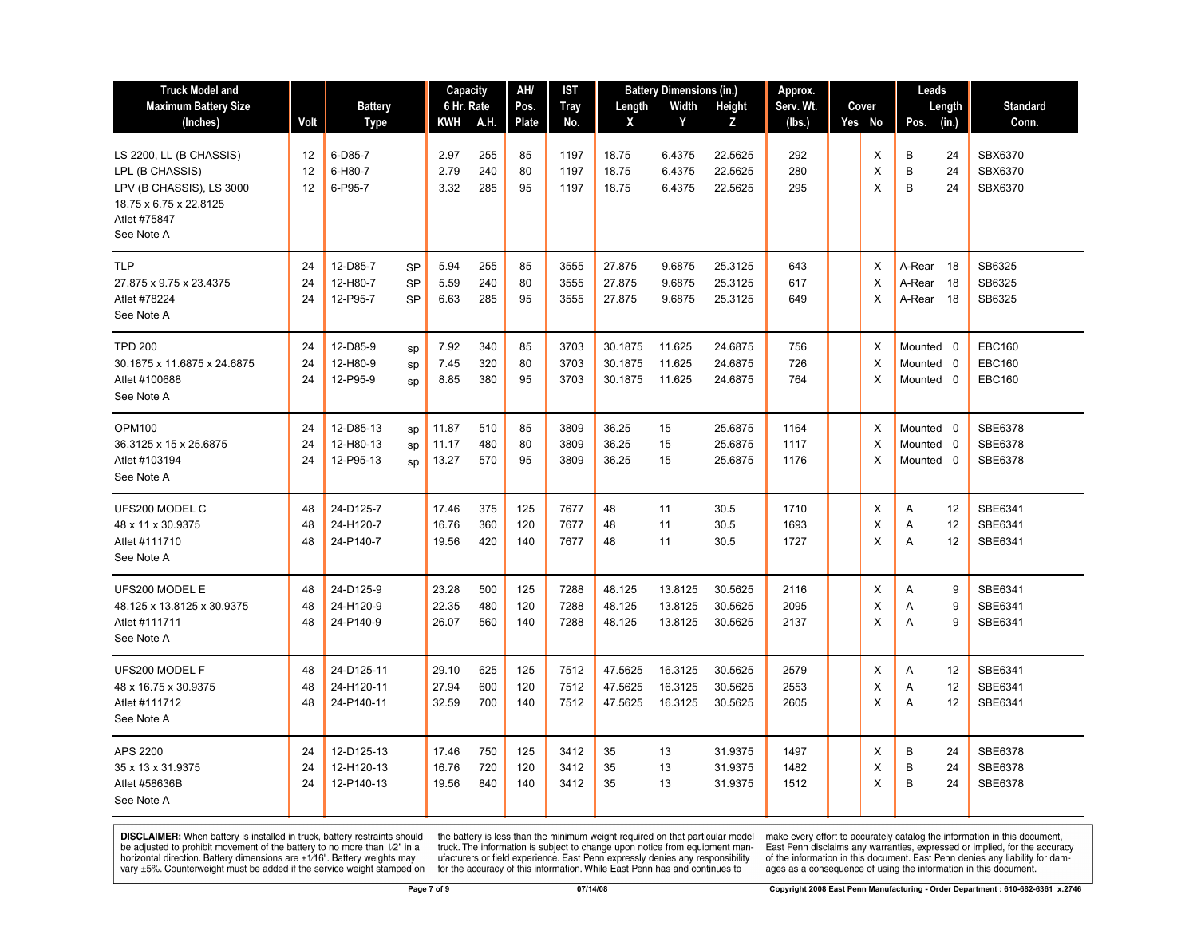| Truck Model and Maximum Battery Size (Inches) | Volt | Battery Type | | Capacity 6 Hr. Rate KWH | A.H. | AH/ Pos. Plate | IST Tray No. | Battery Dimensions (in.) Length X | Width Y | Height Z | Approx. Serv. Wt. (lbs.) | Cover Yes | No | Leads Pos. | Length (in.) | Standard Conn. |
|---|---|---|---|---|---|---|---|---|---|---|---|---|---|---|---|---|
| LS 2200, LL (B CHASSIS) | 12 | 6-D85-7 | | 2.97 | 255 | 85 | 1197 | 18.75 | 6.4375 | 22.5625 | 292 | | X | B | 24 | SBX6370 |
| LPL (B CHASSIS) | 12 | 6-H80-7 | | 2.79 | 240 | 80 | 1197 | 18.75 | 6.4375 | 22.5625 | 280 | | X | B | 24 | SBX6370 |
| LPV (B CHASSIS), LS 3000 | 12 | 6-P95-7 | | 3.32 | 285 | 95 | 1197 | 18.75 | 6.4375 | 22.5625 | 295 | | X | B | 24 | SBX6370 |
| 18.75 x 6.75 x 22.8125 | | | | | | | | | | | | | | | | |
| Atlet #75847 | | | | | | | | | | | | | | | | |
| See Note A | | | | | | | | | | | | | | | | |
| TLP | 24 | 12-D85-7 | SP | 5.94 | 255 | 85 | 3555 | 27.875 | 9.6875 | 25.3125 | 643 | | X | A-Rear | 18 | SB6325 |
| 27.875 x 9.75 x 23.4375 | 24 | 12-H80-7 | SP | 5.59 | 240 | 80 | 3555 | 27.875 | 9.6875 | 25.3125 | 617 | | X | A-Rear | 18 | SB6325 |
| Atlet #78224 | 24 | 12-P95-7 | SP | 6.63 | 285 | 95 | 3555 | 27.875 | 9.6875 | 25.3125 | 649 | | X | A-Rear | 18 | SB6325 |
| See Note A | | | | | | | | | | | | | | | | |
| TPD 200 | 24 | 12-D85-9 | sp | 7.92 | 340 | 85 | 3703 | 30.1875 | 11.625 | 24.6875 | 756 | | X | Mounted | 0 | EBC160 |
| 30.1875 x 11.6875 x 24.6875 | 24 | 12-H80-9 | sp | 7.45 | 320 | 80 | 3703 | 30.1875 | 11.625 | 24.6875 | 726 | | X | Mounted | 0 | EBC160 |
| Atlet #100688 | 24 | 12-P95-9 | sp | 8.85 | 380 | 95 | 3703 | 30.1875 | 11.625 | 24.6875 | 764 | | X | Mounted | 0 | EBC160 |
| See Note A | | | | | | | | | | | | | | | | |
| OPM100 | 24 | 12-D85-13 | sp | 11.87 | 510 | 85 | 3809 | 36.25 | 15 | 25.6875 | 1164 | | X | Mounted | 0 | SBE6378 |
| 36.3125 x 15 x 25.6875 | 24 | 12-H80-13 | sp | 11.17 | 480 | 80 | 3809 | 36.25 | 15 | 25.6875 | 1117 | | X | Mounted | 0 | SBE6378 |
| Atlet #103194 | 24 | 12-P95-13 | sp | 13.27 | 570 | 95 | 3809 | 36.25 | 15 | 25.6875 | 1176 | | X | Mounted | 0 | SBE6378 |
| See Note A | | | | | | | | | | | | | | | | |
| UFS200 MODEL C | 48 | 24-D125-7 | | 17.46 | 375 | 125 | 7677 | 48 | 11 | 30.5 | 1710 | | X | A | 12 | SBE6341 |
| 48 x 11 x 30.9375 | 48 | 24-H120-7 | | 16.76 | 360 | 120 | 7677 | 48 | 11 | 30.5 | 1693 | | X | A | 12 | SBE6341 |
| Atlet #111710 | 48 | 24-P140-7 | | 19.56 | 420 | 140 | 7677 | 48 | 11 | 30.5 | 1727 | | X | A | 12 | SBE6341 |
| See Note A | | | | | | | | | | | | | | | | |
| UFS200 MODEL E | 48 | 24-D125-9 | | 23.28 | 500 | 125 | 7288 | 48.125 | 13.8125 | 30.5625 | 2116 | | X | A | 9 | SBE6341 |
| 48.125 x 13.8125 x 30.9375 | 48 | 24-H120-9 | | 22.35 | 480 | 120 | 7288 | 48.125 | 13.8125 | 30.5625 | 2095 | | X | A | 9 | SBE6341 |
| Atlet #111711 | 48 | 24-P140-9 | | 26.07 | 560 | 140 | 7288 | 48.125 | 13.8125 | 30.5625 | 2137 | | X | A | 9 | SBE6341 |
| See Note A | | | | | | | | | | | | | | | | |
| UFS200 MODEL F | 48 | 24-D125-11 | | 29.10 | 625 | 125 | 7512 | 47.5625 | 16.3125 | 30.5625 | 2579 | | X | A | 12 | SBE6341 |
| 48 x 16.75 x 30.9375 | 48 | 24-H120-11 | | 27.94 | 600 | 120 | 7512 | 47.5625 | 16.3125 | 30.5625 | 2553 | | X | A | 12 | SBE6341 |
| Atlet #111712 | 48 | 24-P140-11 | | 32.59 | 700 | 140 | 7512 | 47.5625 | 16.3125 | 30.5625 | 2605 | | X | A | 12 | SBE6341 |
| See Note A | | | | | | | | | | | | | | | | |
| APS 2200 | 24 | 12-D125-13 | | 17.46 | 750 | 125 | 3412 | 35 | 13 | 31.9375 | 1497 | | X | B | 24 | SBE6378 |
| 35 x 13 x 31.9375 | 24 | 12-H120-13 | | 16.76 | 720 | 120 | 3412 | 35 | 13 | 31.9375 | 1482 | | X | B | 24 | SBE6378 |
| Atlet #58636B | 24 | 12-P140-13 | | 19.56 | 840 | 140 | 3412 | 35 | 13 | 31.9375 | 1512 | | X | B | 24 | SBE6378 |
| See Note A | | | | | | | | | | | | | | | | |

**DISCLAIMER:** When battery is installed in truck, battery restraints should be adjusted to prohibit movement of the battery to no more than 1⁄2" in a horizontal direction. Battery dimensions are ±1⁄16". Battery weights may vary ±5%. Counterweight must be added if the service weight stamped on the battery is less than the minimum weight required on that particular model truck. The information is subject to change upon notice from equipment manufacturers or field experience. East Penn expressly denies any responsibility for the accuracy of this information. While East Penn has and continues to make every effort to accurately catalog the information in this document, East Penn disclaims any warranties, expressed or implied, for the accuracy of the information in this document. East Penn denies any liability for damages as a consequence of using the information in this document.

07/14/08

Copyright 2008 East Penn Manufacturing - Order Department : 610-682-6361 x.2746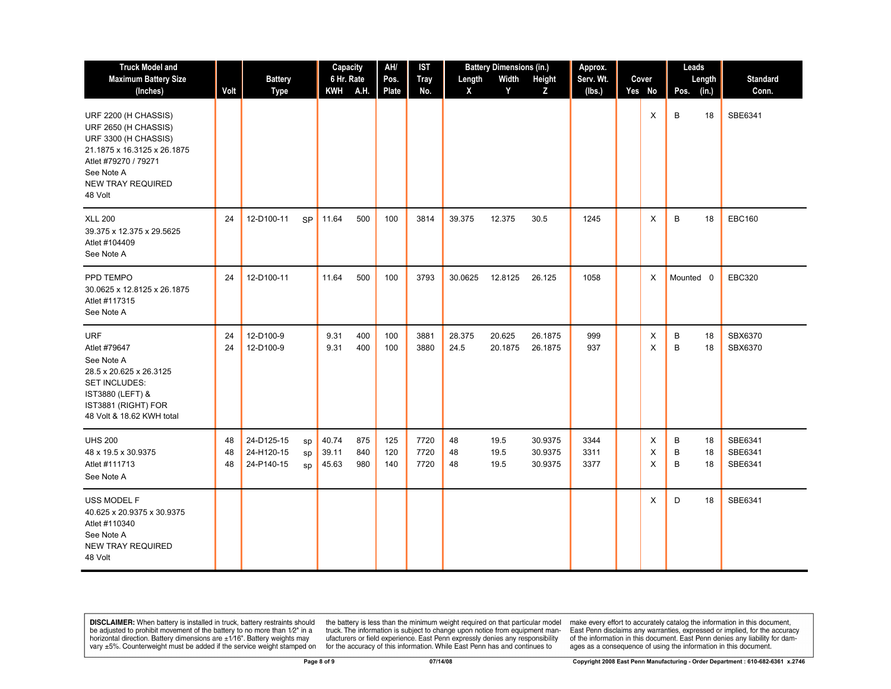| Truck Model and Maximum Battery Size (Inches) | Volt | Battery Type | | Capacity 6 Hr. Rate | | AH/ Pos. Plate | IST Tray No. | Battery Dimensions (in.) | | | Approx. Serv. Wt. (lbs.) | Cover | | Leads | | Standard Conn. |
|---|---|---|---|---|---|---|---|---|---|---|---|---|---|---|---|---|
| | | | | KWH | A.H. | | | Length X | Width Y | Height Z | | Yes | No | Pos. | Length (in.) | |
| URF 2200 (H CHASSIS)<br>URF 2650 (H CHASSIS)<br>URF 3300 (H CHASSIS)<br>21.1875 x 16.3125 x 26.1875<br>Atlet #79270 / 79271<br>See Note A<br>NEW TRAY REQUIRED<br>48 Volt | | | | | | | | | | | | | X | B | 18 | SBE6341 |
| XLL 200<br>39.375 x 12.375 x 29.5625<br>Atlet #104409<br>See Note A | 24 | 12-D100-11 | SP | 11.64 | 500 | 100 | 3814 | 39.375 | 12.375 | 30.5 | 1245 | | X | B | 18 | EBC160 |
| PPD TEMPO<br>30.0625 x 12.8125 x 26.1875<br>Atlet #117315<br>See Note A | 24 | 12-D100-11 | | 11.64 | 500 | 100 | 3793 | 30.0625 | 12.8125 | 26.125 | 1058 | | X | Mounted | 0 | EBC320 |
| URF<br>Atlet #79647<br>See Note A<br>28.5 x 20.625 x 26.3125<br>SET INCLUDES:<br>IST3880 (LEFT) &<br>IST3881 (RIGHT) FOR<br>48 Volt & 18.62 KWH total | 24<br>24 | 12-D100-9<br>12-D100-9 | | 9.31<br>9.31 | 400<br>400 | 100<br>100 | 3881<br>3880 | 28.375<br>24.5 | 20.625<br>20.1875 | 26.1875<br>26.1875 | 999<br>937 | | X<br>X | B<br>B | 18<br>18 | SBX6370<br>SBX6370 |
| UHS 200<br>48 x 19.5 x 30.9375<br>Atlet #111713<br>See Note A | 48<br>48<br>48 | 24-D125-15<br>24-H120-15<br>24-P140-15 | sp<br>sp<br>sp | 40.74<br>39.11<br>45.63 | 875<br>840<br>980 | 125<br>120<br>140 | 7720<br>7720<br>7720 | 48<br>48<br>48 | 19.5<br>19.5<br>19.5 | 30.9375<br>30.9375<br>30.9375 | 3344<br>3311<br>3377 | | X<br>X<br>X | B<br>B<br>B | 18<br>18<br>18 | SBE6341<br>SBE6341<br>SBE6341 |
| USS MODEL F<br>40.625 x 20.9375 x 30.9375<br>Atlet #110340<br>See Note A<br>NEW TRAY REQUIRED<br>48 Volt | | | | | | | | | | | | | X | D | 18 | SBE6341 |

**DISCLAIMER:** When battery is installed in truck, battery restraints should be adjusted to prohibit movement of the battery to no more than 1⁄2" in a horizontal direction. Battery dimensions are ±1⁄16". Battery weights may vary ±5%. Counterweight must be added if the service weight stamped on the battery is less than the minimum weight required on that particular model truck. The information is subject to change upon notice from equipment manufacturers or field experience. East Penn expressly denies any responsibility for the accuracy of this information. While East Penn has and continues to make every effort to accurately catalog the information in this document, East Penn disclaims any warranties, expressed or implied, for the accuracy of the information in this document. East Penn denies any liability for damages as a consequence of using the information in this document.

07/14/08

Copyright 2008 East Penn Manufacturing - Order Department : 610-682-6361 x.2746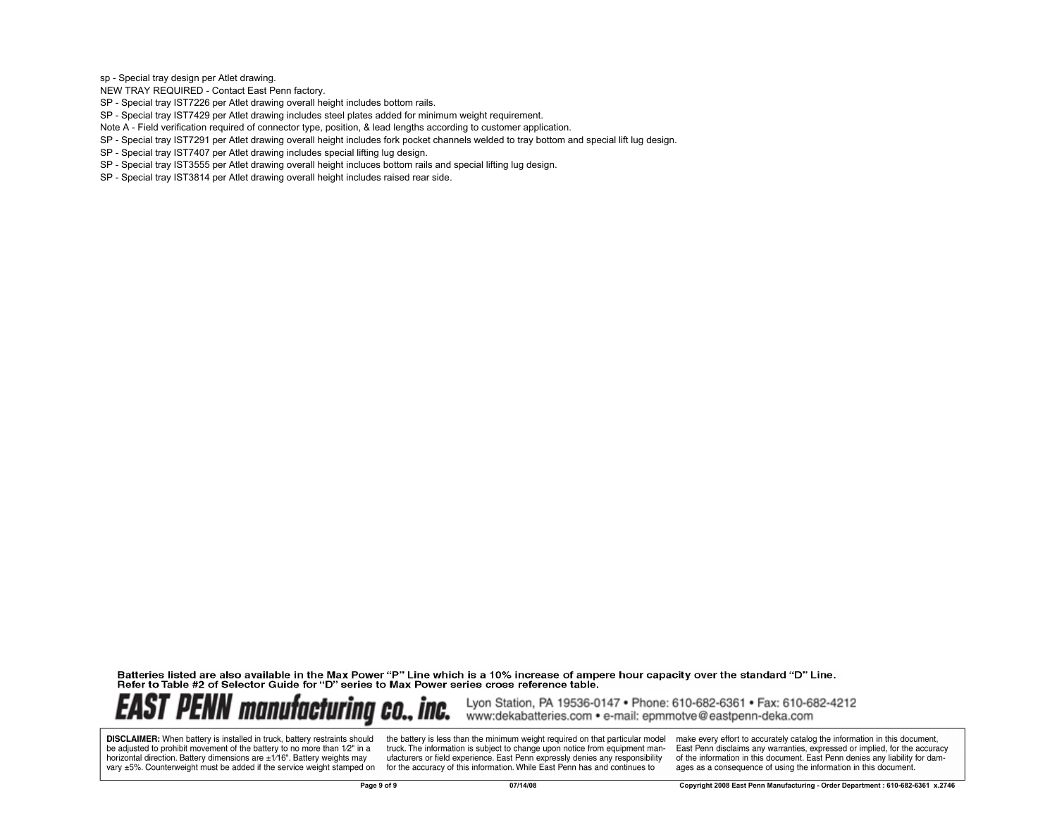sp - Special tray design per Atlet drawing.

NEW TRAY REQUIRED - Contact East Penn factory.

SP - Special tray IST7226 per Atlet drawing overall height includes bottom rails.

SP - Special tray IST7429 per Atlet drawing includes steel plates added for minimum weight requirement.

Note A - Field verification required of connector type, position, & lead lengths according to customer application.

SP - Special tray IST7291 per Atlet drawing overall height includes fork pocket channels welded to tray bottom and special lift lug design.

SP - Special tray IST7407 per Atlet drawing includes special lifting lug design.

SP - Special tray IST3555 per Atlet drawing overall height incluces bottom rails and special lifting lug design.

SP - Special tray IST3814 per Atlet drawing overall height includes raised rear side.

**Batteries listed are also available in the Max Power "P" Line which is a 10% increase of ampere hour capacity over the standard "D" Line.**
**Refer to Table #2 of Selector Guide for "D" series to Max Power series cross reference table.**

**EAST PENN manufacturing co., inc.** Lyon Station, PA 19536-0147 • Phone: 610-682-6361 • Fax: 610-682-4212
www:dekabatteries.com • e-mail: epmmotve@eastpenn-deka.com

**DISCLAIMER:** When battery is installed in truck, battery restraints should be adjusted to prohibit movement of the battery to no more than 1⁄2" in a horizontal direction. Battery dimensions are ±1⁄16". Battery weights may vary ±5%. Counterweight must be added if the service weight stamped on the battery is less than the minimum weight required on that particular model truck. The information is subject to change upon notice from equipment manufacturers or field experience. East Penn expressly denies any responsibility for the accuracy of this information. While East Penn has and continues to make every effort to accurately catalog the information in this document, East Penn disclaims any warranties, expressed or implied, for the accuracy of the information in this document. East Penn denies any liability for damages as a consequence of using the information in this document.

07/14/08 Copyright 2008 East Penn Manufacturing - Order Department : 610-682-6361 x.2746